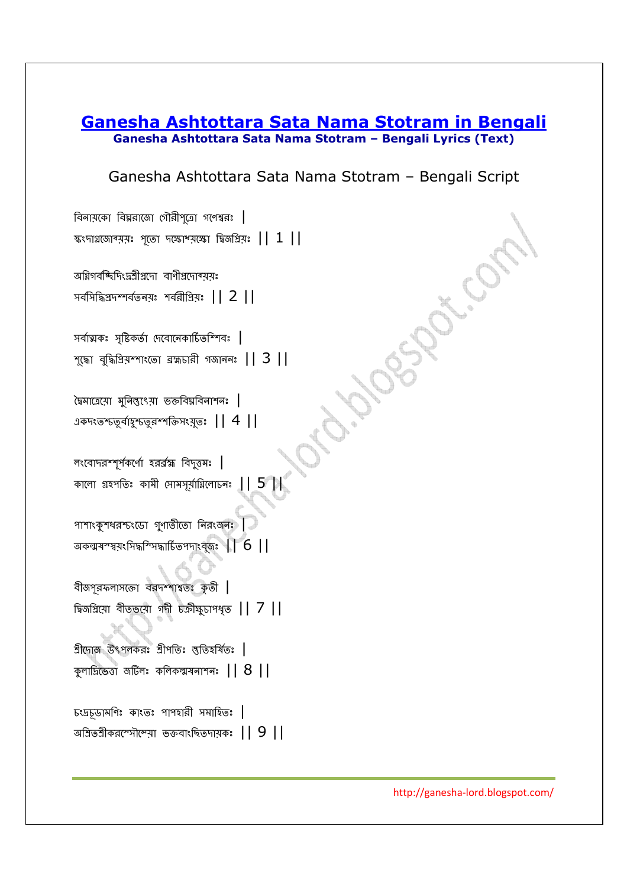# Ganesha Ashtottara Sata Nama Stotram in Bengali

**Ganesha Ashtottara Sata Nama Stotram – Bengali Lyrics (Text)**

## Ganesha Ashtottara Sata Nama Stotram – Bengali Script

বিনায়কো বিঘ্নরাজো গৌরীপুত্রো গণেশ্বরঃ |
স্কংদাগ্রজোব্যয়ঃ পূতো দক্ষোধ্যক্ষো দ্বিজপ্রিয়ঃ || 1 ||

অগ্নিগর্বচ্ছিদিংদ্রশ্রীপ্রদো বাণীপ্রদোব্যয়ঃ
সর্বসিদ্ধিপ্রদশ্শর্বতনয়ঃ শর্বরীপ্রিয়ঃ || 2 ||

সর্বাত্মকঃ সৃষ্টিকর্তা দেবোনেকার্চিতশ্শিবঃ |
শুদ্ধো বুদ্ধিপ্রিয়শ্শাংতো ব্রহ্মচারী গজাননঃ || 3 ||

দ্বৈমাত্রেয়ো মুনিস্তুত্যো ভক্তবিঘ্নবিনাশনঃ |
একদংতশ্চতুর্বাহুশ্চতুরশ্শক্তিসংযুতঃ || 4 ||

লংবোদরশ্শূর্পকর্ণো হরর্ব্রহ্ম বিদুত্তমঃ |
কালো গ্রহপতিঃ কামী সোমসূর্যাগ্নিলোচনঃ || 5 ||

পাশাংকুশধরশ্চংডো গুণাতীতো নিরংজনঃ |
অকল্মষস্স্বয়ংসিদ্ধস্সিদ্ধার্চিতপদাংবুজঃ || 6 ||

বীজপূরফলাসক্তো বরদশ্শাশ্বতঃ কৃতী |
দ্বিজপ্রিয়ো বীতভয়ো গদী চক্রীক্ষুচাপধৃত || 7 ||

শ্রীদোজ উৎপলকরঃ শ্রীপতিঃ স্তুতিহর্ষিতঃ |
কুলাদ্রিভেত্তা জটিলঃ কলিকল্মষনাশনঃ || 8 ||

চংদ্রচূডামণিঃ কাংতঃ পাপহারী সমাহিতঃ |
অশ্রিতশ্রীকরস্সৌম্যো ভক্তবাংছিতদায়কঃ || 9 ||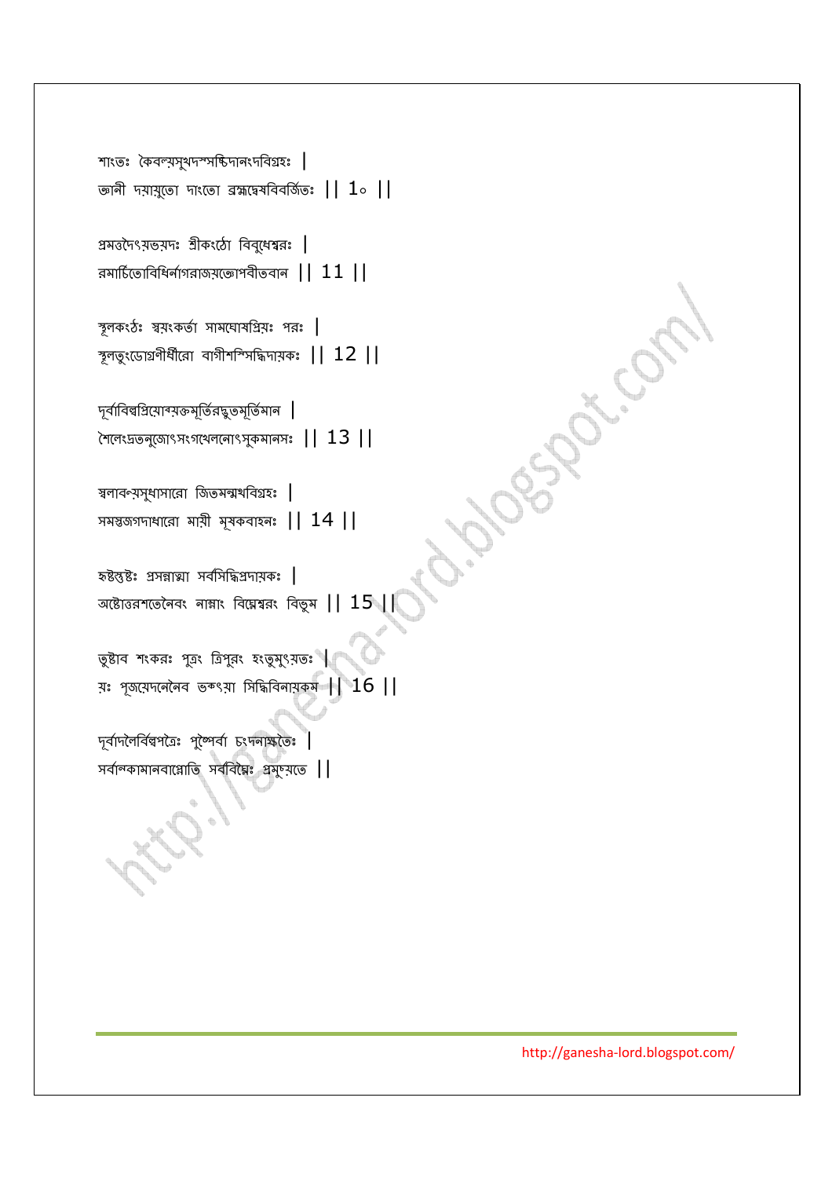শাংতঃ কৈবল্যসুখদস্সচ্চিদানংদবিগ্রহঃ |
জ্ঞানী দয়ায়ুতো দাংতো ব্রহ্মদ্বেষবিবর্জিতঃ || ১০ ||

প্রমত্তদৈত্যভয়দঃ শ্রীকংঠো বিবুধেশ্বরঃ |
রমার্চিতোবিধির্নাগরাজয়জ্ঞোপবীতবান || 11 ||

স্থূলকংঠঃ স্বয়ংকর্তা সামঘোষপ্রিয়ঃ পরঃ |
স্থূলতুংডোগ্রণীর্ধীরো বাগীশস্সিদ্ধিদায়কঃ || 12 ||

দূর্বাবিল্বপ্রিয়োব্যক্তমূর্তিরদ্ভুতমূর্তিমান |
শৈলেংদ্রতনুজোৎসংগখেলনোৎসুকমানসঃ || 13 ||

স্বলাবণ্যসুধাসারো জিতমন্মথবিগ্রহঃ |
সমস্তজগদাধারো মায়ী মূষকবাহনঃ || 14 ||

হৃষ্টস্তুষ্টঃ প্রসন্নাত্মা সর্বসিদ্ধিপ্রদায়কঃ |
অষ্টোত্তরশতেনৈবং নাম্নাং বিঘ্নেশ্বরং বিভুম || 15 ||

তুষ্টাব শংকরঃ পুত্রং ত্রিপুরং হংতুমুৎয়তঃ |
য়ঃ পূজয়েদনেনৈব ভক্ত্যা সিদ্ধিবিনায়কম || 16 ||

দূর্বাদলৈর্বিল্বপত্রৈঃ পুষ্পৈর্বা চংদনাক্ষতৈঃ |
সর্বান্কামানবাপ্নোতি সর্ববিঘ্নৈঃ প্রমুচ্যতে ||